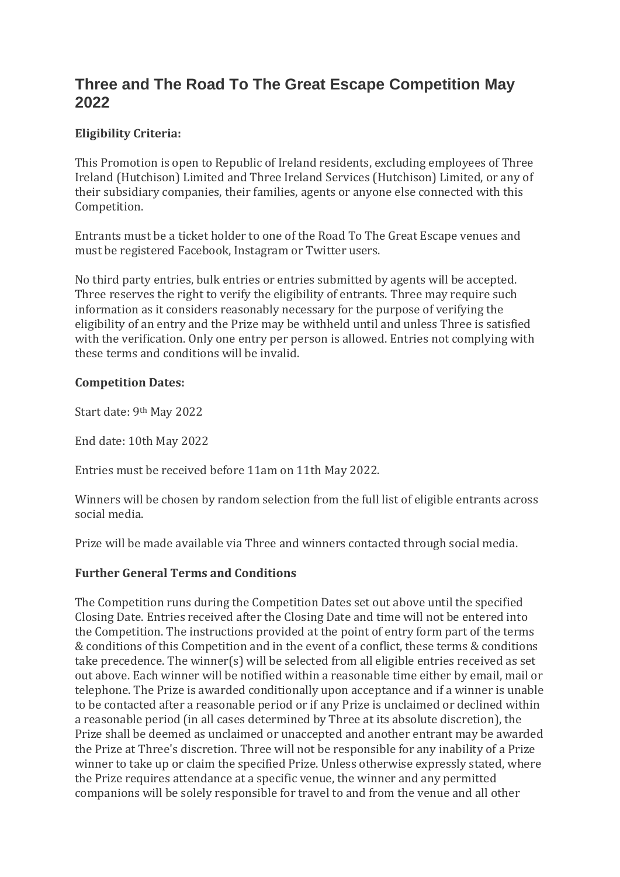# Three and The Road To The Great Escape Competition May 2022

**Eligibility Criteria:**

This Promotion is open to Republic of Ireland residents, excluding employees of Three Ireland (Hutchison) Limited and Three Ireland Services (Hutchison) Limited, or any of their subsidiary companies, their families, agents or anyone else connected with this Competition.

Entrants must be a ticket holder to one of the Road To The Great Escape venues and must be registered Facebook, Instagram or Twitter users.

No third party entries, bulk entries or entries submitted by agents will be accepted. Three reserves the right to verify the eligibility of entrants. Three may require such information as it considers reasonably necessary for the purpose of verifying the eligibility of an entry and the Prize may be withheld until and unless Three is satisfied with the verification. Only one entry per person is allowed. Entries not complying with these terms and conditions will be invalid.

**Competition Dates:**

Start date: 9th May 2022

End date: 10th May 2022

Entries must be received before 11am on 11th May 2022.

Winners will be chosen by random selection from the full list of eligible entrants across social media.

Prize will be made available via Three and winners contacted through social media.

**Further General Terms and Conditions**

The Competition runs during the Competition Dates set out above until the specified Closing Date. Entries received after the Closing Date and time will not be entered into the Competition. The instructions provided at the point of entry form part of the terms & conditions of this Competition and in the event of a conflict, these terms & conditions take precedence. The winner(s) will be selected from all eligible entries received as set out above. Each winner will be notified within a reasonable time either by email, mail or telephone. The Prize is awarded conditionally upon acceptance and if a winner is unable to be contacted after a reasonable period or if any Prize is unclaimed or declined within a reasonable period (in all cases determined by Three at its absolute discretion), the Prize shall be deemed as unclaimed or unaccepted and another entrant may be awarded the Prize at Three's discretion. Three will not be responsible for any inability of a Prize winner to take up or claim the specified Prize. Unless otherwise expressly stated, where the Prize requires attendance at a specific venue, the winner and any permitted companions will be solely responsible for travel to and from the venue and all other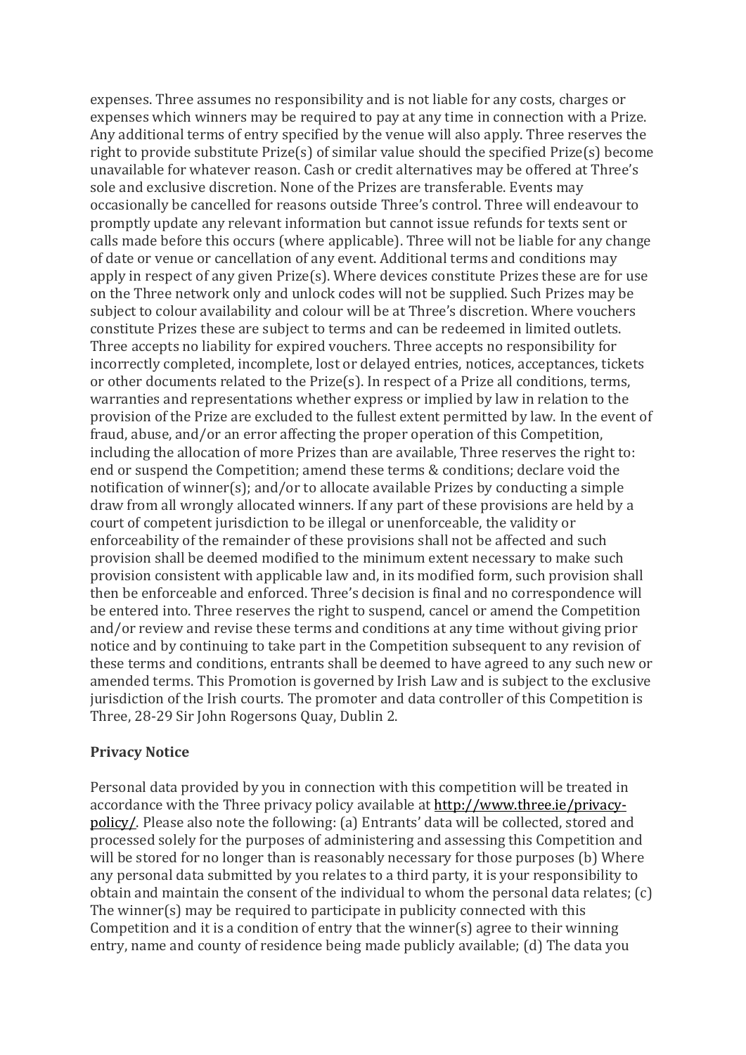expenses. Three assumes no responsibility and is not liable for any costs, charges or expenses which winners may be required to pay at any time in connection with a Prize. Any additional terms of entry specified by the venue will also apply. Three reserves the right to provide substitute Prize(s) of similar value should the specified Prize(s) become unavailable for whatever reason. Cash or credit alternatives may be offered at Three's sole and exclusive discretion. None of the Prizes are transferable. Events may occasionally be cancelled for reasons outside Three's control. Three will endeavour to promptly update any relevant information but cannot issue refunds for texts sent or calls made before this occurs (where applicable). Three will not be liable for any change of date or venue or cancellation of any event. Additional terms and conditions may apply in respect of any given Prize(s). Where devices constitute Prizes these are for use on the Three network only and unlock codes will not be supplied. Such Prizes may be subject to colour availability and colour will be at Three's discretion. Where vouchers constitute Prizes these are subject to terms and can be redeemed in limited outlets. Three accepts no liability for expired vouchers. Three accepts no responsibility for incorrectly completed, incomplete, lost or delayed entries, notices, acceptances, tickets or other documents related to the Prize(s). In respect of a Prize all conditions, terms, warranties and representations whether express or implied by law in relation to the provision of the Prize are excluded to the fullest extent permitted by law. In the event of fraud, abuse, and/or an error affecting the proper operation of this Competition, including the allocation of more Prizes than are available, Three reserves the right to: end or suspend the Competition; amend these terms & conditions; declare void the notification of winner(s); and/or to allocate available Prizes by conducting a simple draw from all wrongly allocated winners. If any part of these provisions are held by a court of competent jurisdiction to be illegal or unenforceable, the validity or enforceability of the remainder of these provisions shall not be affected and such provision shall be deemed modified to the minimum extent necessary to make such provision consistent with applicable law and, in its modified form, such provision shall then be enforceable and enforced. Three's decision is final and no correspondence will be entered into. Three reserves the right to suspend, cancel or amend the Competition and/or review and revise these terms and conditions at any time without giving prior notice and by continuing to take part in the Competition subsequent to any revision of these terms and conditions, entrants shall be deemed to have agreed to any such new or amended terms. This Promotion is governed by Irish Law and is subject to the exclusive jurisdiction of the Irish courts. The promoter and data controller of this Competition is Three, 28-29 Sir John Rogersons Quay, Dublin 2.

**Privacy Notice**

Personal data provided by you in connection with this competition will be treated in accordance with the Three privacy policy available at [http://www.three.ie/privacy-policy/](http://www.three.ie/privacy-policy/). Please also note the following: (a) Entrants' data will be collected, stored and processed solely for the purposes of administering and assessing this Competition and will be stored for no longer than is reasonably necessary for those purposes (b) Where any personal data submitted by you relates to a third party, it is your responsibility to obtain and maintain the consent of the individual to whom the personal data relates; (c) The winner(s) may be required to participate in publicity connected with this Competition and it is a condition of entry that the winner(s) agree to their winning entry, name and county of residence being made publicly available; (d) The data you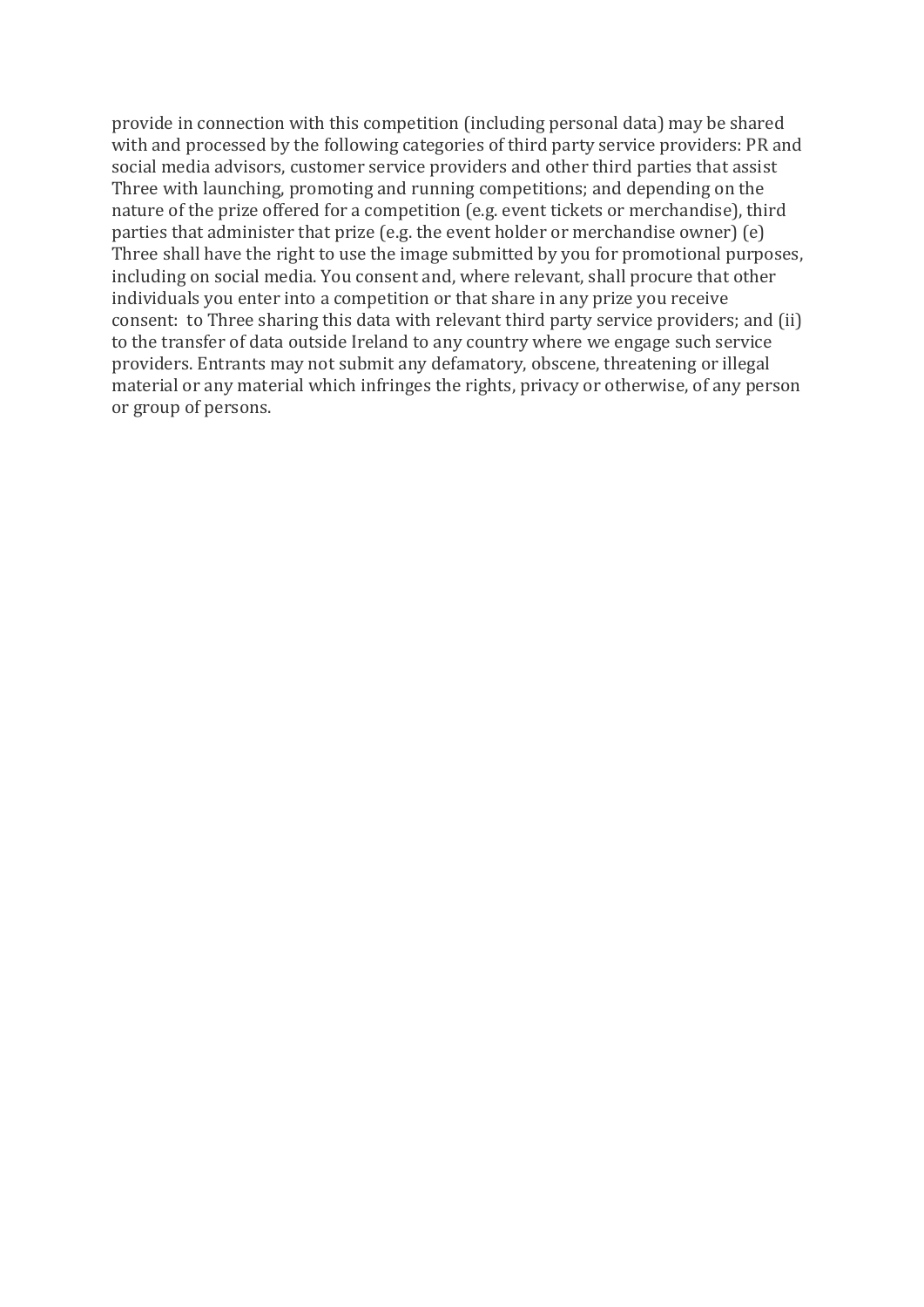provide in connection with this competition (including personal data) may be shared with and processed by the following categories of third party service providers: PR and social media advisors, customer service providers and other third parties that assist Three with launching, promoting and running competitions; and depending on the nature of the prize offered for a competition (e.g. event tickets or merchandise), third parties that administer that prize (e.g. the event holder or merchandise owner) (e) Three shall have the right to use the image submitted by you for promotional purposes, including on social media. You consent and, where relevant, shall procure that other individuals you enter into a competition or that share in any prize you receive consent: to Three sharing this data with relevant third party service providers; and (ii) to the transfer of data outside Ireland to any country where we engage such service providers. Entrants may not submit any defamatory, obscene, threatening or illegal material or any material which infringes the rights, privacy or otherwise, of any person or group of persons.